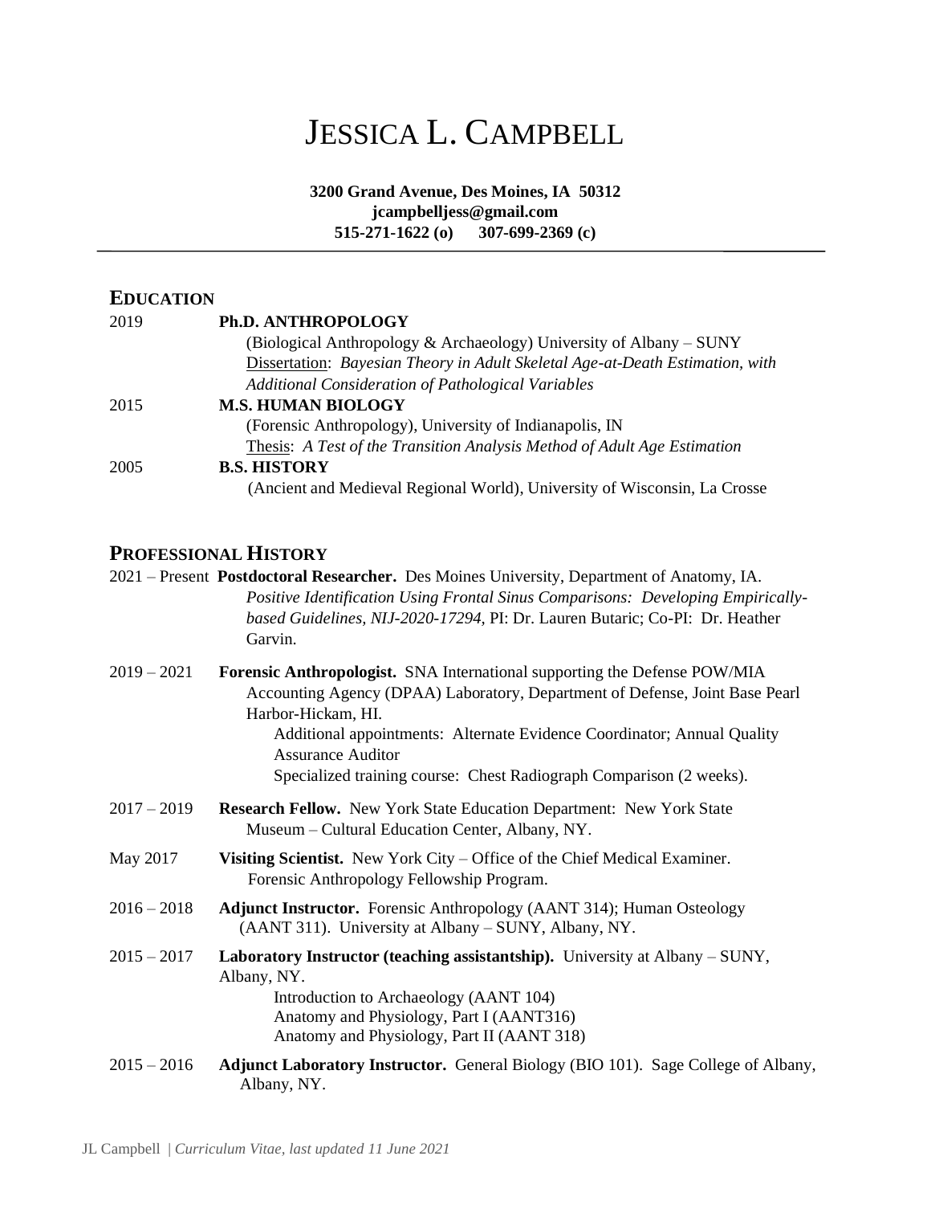# JESSICA L. CAMPBELL

**3200 Grand Avenue, Des Moines, IA 50312**
**jcampbelljess@gmail.com**
**515-271-1622 (o) 307-699-2369 (c)**

---

## EDUCATION

2019 **Ph.D. ANTHROPOLOGY**
(Biological Anthropology & Archaeology) University of Albany – SUNY
Dissertation: *Bayesian Theory in Adult Skeletal Age-at-Death Estimation, with Additional Consideration of Pathological Variables*

2015 **M.S. HUMAN BIOLOGY**
(Forensic Anthropology), University of Indianapolis, IN
Thesis: *A Test of the Transition Analysis Method of Adult Age Estimation*

2005 **B.S. HISTORY**
(Ancient and Medieval Regional World), University of Wisconsin, La Crosse

## PROFESSIONAL HISTORY

2021 – Present **Postdoctoral Researcher.** Des Moines University, Department of Anatomy, IA.
*Positive Identification Using Frontal Sinus Comparisons: Developing Empirically-based Guidelines, NIJ-2020-17294,* PI: Dr. Lauren Butaric; Co-PI: Dr. Heather Garvin.

2019 – 2021 **Forensic Anthropologist.** SNA International supporting the Defense POW/MIA Accounting Agency (DPAA) Laboratory, Department of Defense, Joint Base Pearl Harbor-Hickam, HI.
Additional appointments: Alternate Evidence Coordinator; Annual Quality Assurance Auditor
Specialized training course: Chest Radiograph Comparison (2 weeks).

2017 – 2019 **Research Fellow.** New York State Education Department: New York State Museum – Cultural Education Center, Albany, NY.

May 2017 **Visiting Scientist.** New York City – Office of the Chief Medical Examiner. Forensic Anthropology Fellowship Program.

2016 – 2018 **Adjunct Instructor.** Forensic Anthropology (AANT 314); Human Osteology (AANT 311). University at Albany – SUNY, Albany, NY.

2015 – 2017 **Laboratory Instructor (teaching assistantship).** University at Albany – SUNY, Albany, NY.
Introduction to Archaeology (AANT 104)
Anatomy and Physiology, Part I (AANT316)
Anatomy and Physiology, Part II (AANT 318)

2015 – 2016 **Adjunct Laboratory Instructor.** General Biology (BIO 101). Sage College of Albany, Albany, NY.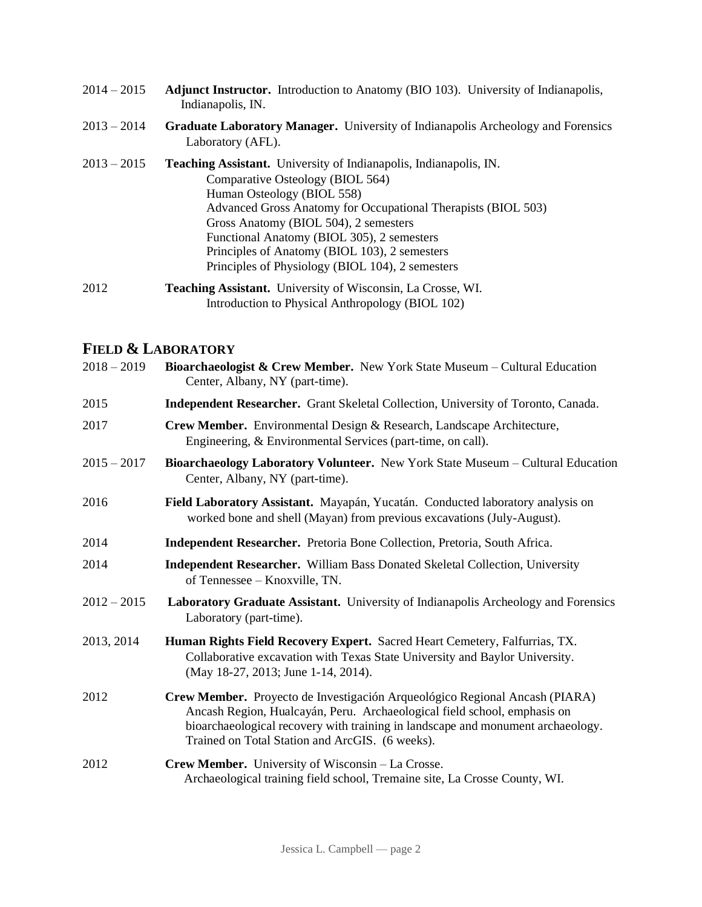2014 – 2015 **Adjunct Instructor.** Introduction to Anatomy (BIO 103). University of Indianapolis, Indianapolis, IN.

2013 – 2014 **Graduate Laboratory Manager.** University of Indianapolis Archeology and Forensics Laboratory (AFL).

2013 – 2015 **Teaching Assistant.** University of Indianapolis, Indianapolis, IN.
- Comparative Osteology (BIOL 564)
- Human Osteology (BIOL 558)
- Advanced Gross Anatomy for Occupational Therapists (BIOL 503)
- Gross Anatomy (BIOL 504), 2 semesters
- Functional Anatomy (BIOL 305), 2 semesters
- Principles of Anatomy (BIOL 103), 2 semesters
- Principles of Physiology (BIOL 104), 2 semesters

2012 **Teaching Assistant.** University of Wisconsin, La Crosse, WI.
- Introduction to Physical Anthropology (BIOL 102)

## FIELD & LABORATORY

2018 – 2019 **Bioarchaeologist & Crew Member.** New York State Museum – Cultural Education Center, Albany, NY (part-time).

2015 **Independent Researcher.** Grant Skeletal Collection, University of Toronto, Canada.

2017 **Crew Member.** Environmental Design & Research, Landscape Architecture, Engineering, & Environmental Services (part-time, on call).

2015 – 2017 **Bioarchaeology Laboratory Volunteer.** New York State Museum – Cultural Education Center, Albany, NY (part-time).

2016 **Field Laboratory Assistant.** Mayapán, Yucatán. Conducted laboratory analysis on worked bone and shell (Mayan) from previous excavations (July-August).

2014 **Independent Researcher.** Pretoria Bone Collection, Pretoria, South Africa.

2014 **Independent Researcher.** William Bass Donated Skeletal Collection, University of Tennessee – Knoxville, TN.

2012 – 2015 **Laboratory Graduate Assistant.** University of Indianapolis Archeology and Forensics Laboratory (part-time).

2013, 2014 **Human Rights Field Recovery Expert.** Sacred Heart Cemetery, Falfurrias, TX. Collaborative excavation with Texas State University and Baylor University. (May 18-27, 2013; June 1-14, 2014).

2012 **Crew Member.** Proyecto de Investigación Arqueológico Regional Ancash (PIARA) Ancash Region, Hualcayán, Peru. Archaeological field school, emphasis on bioarchaeological recovery with training in landscape and monument archaeology. Trained on Total Station and ArcGIS. (6 weeks).

2012 **Crew Member.** University of Wisconsin – La Crosse. Archaeological training field school, Tremaine site, La Crosse County, WI.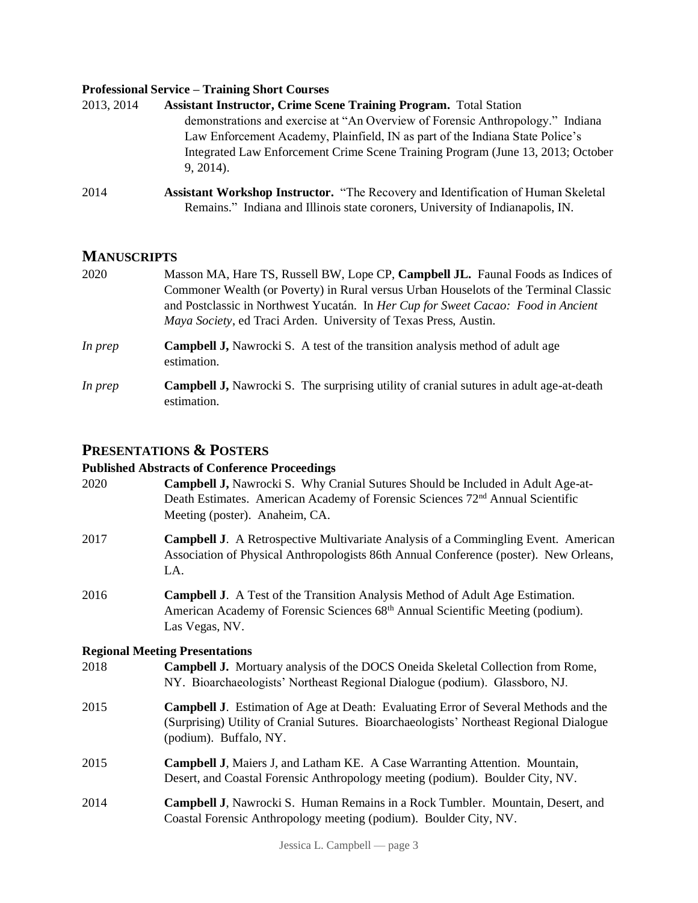**Professional Service – Training Short Courses**

2013, 2014 **Assistant Instructor, Crime Scene Training Program.** Total Station demonstrations and exercise at "An Overview of Forensic Anthropology." Indiana Law Enforcement Academy, Plainfield, IN as part of the Indiana State Police's Integrated Law Enforcement Crime Scene Training Program (June 13, 2013; October 9, 2014).

2014 **Assistant Workshop Instructor.** "The Recovery and Identification of Human Skeletal Remains." Indiana and Illinois state coroners, University of Indianapolis, IN.

## MANUSCRIPTS

2020 Masson MA, Hare TS, Russell BW, Lope CP, **Campbell JL.** Faunal Foods as Indices of Commoner Wealth (or Poverty) in Rural versus Urban Houselots of the Terminal Classic and Postclassic in Northwest Yucatán. In *Her Cup for Sweet Cacao: Food in Ancient Maya Society*, ed Traci Arden. University of Texas Press, Austin.

*In prep* **Campbell J,** Nawrocki S. A test of the transition analysis method of adult age estimation.

*In prep* **Campbell J,** Nawrocki S. The surprising utility of cranial sutures in adult age-at-death estimation.

## PRESENTATIONS & POSTERS

**Published Abstracts of Conference Proceedings**

2020 **Campbell J,** Nawrocki S. Why Cranial Sutures Should be Included in Adult Age-at-Death Estimates. American Academy of Forensic Sciences 72nd Annual Scientific Meeting (poster). Anaheim, CA.

2017 **Campbell J**. A Retrospective Multivariate Analysis of a Commingling Event. American Association of Physical Anthropologists 86th Annual Conference (poster). New Orleans, LA.

2016 **Campbell J**. A Test of the Transition Analysis Method of Adult Age Estimation. American Academy of Forensic Sciences 68th Annual Scientific Meeting (podium). Las Vegas, NV.

**Regional Meeting Presentations**

2018 **Campbell J.** Mortuary analysis of the DOCS Oneida Skeletal Collection from Rome, NY. Bioarchaeologists' Northeast Regional Dialogue (podium). Glassboro, NJ.

2015 **Campbell J**. Estimation of Age at Death: Evaluating Error of Several Methods and the (Surprising) Utility of Cranial Sutures. Bioarchaeologists' Northeast Regional Dialogue (podium). Buffalo, NY.

2015 **Campbell J**, Maiers J, and Latham KE. A Case Warranting Attention. Mountain, Desert, and Coastal Forensic Anthropology meeting (podium). Boulder City, NV.

2014 **Campbell J**, Nawrocki S. Human Remains in a Rock Tumbler. Mountain, Desert, and Coastal Forensic Anthropology meeting (podium). Boulder City, NV.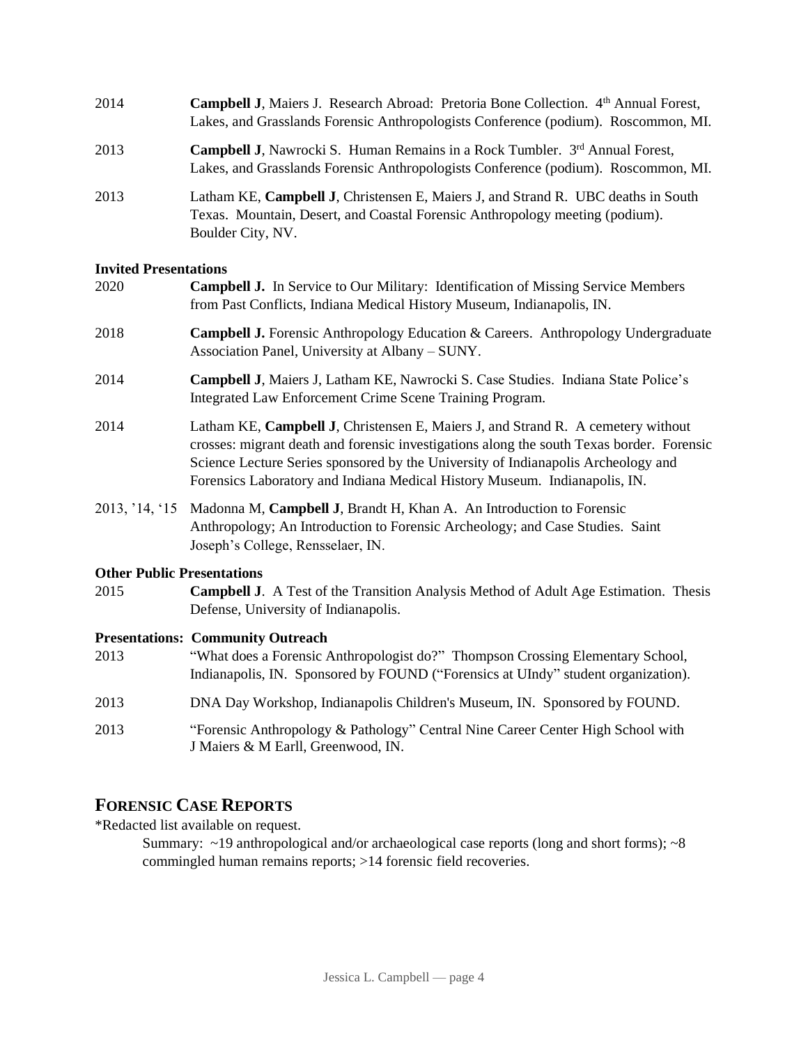2014 **Campbell J**, Maiers J. Research Abroad: Pretoria Bone Collection. 4th Annual Forest, Lakes, and Grasslands Forensic Anthropologists Conference (podium). Roscommon, MI.

2013 **Campbell J**, Nawrocki S. Human Remains in a Rock Tumbler. 3rd Annual Forest, Lakes, and Grasslands Forensic Anthropologists Conference (podium). Roscommon, MI.

2013 Latham KE, **Campbell J**, Christensen E, Maiers J, and Strand R. UBC deaths in South Texas. Mountain, Desert, and Coastal Forensic Anthropology meeting (podium). Boulder City, NV.

**Invited Presentations**

2020 **Campbell J.** In Service to Our Military: Identification of Missing Service Members from Past Conflicts, Indiana Medical History Museum, Indianapolis, IN.

2018 **Campbell J.** Forensic Anthropology Education & Careers. Anthropology Undergraduate Association Panel, University at Albany – SUNY.

2014 **Campbell J**, Maiers J, Latham KE, Nawrocki S. Case Studies. Indiana State Police's Integrated Law Enforcement Crime Scene Training Program.

2014 Latham KE, **Campbell J**, Christensen E, Maiers J, and Strand R. A cemetery without crosses: migrant death and forensic investigations along the south Texas border. Forensic Science Lecture Series sponsored by the University of Indianapolis Archeology and Forensics Laboratory and Indiana Medical History Museum. Indianapolis, IN.

2013, '14, '15 Madonna M, **Campbell J**, Brandt H, Khan A. An Introduction to Forensic Anthropology; An Introduction to Forensic Archeology; and Case Studies. Saint Joseph's College, Rensselaer, IN.

**Other Public Presentations**

2015 **Campbell J**. A Test of the Transition Analysis Method of Adult Age Estimation. Thesis Defense, University of Indianapolis.

**Presentations: Community Outreach**

2013 "What does a Forensic Anthropologist do?" Thompson Crossing Elementary School, Indianapolis, IN. Sponsored by FOUND ("Forensics at UIndy" student organization).

2013 DNA Day Workshop, Indianapolis Children's Museum, IN. Sponsored by FOUND.

2013 "Forensic Anthropology & Pathology" Central Nine Career Center High School with J Maiers & M Earll, Greenwood, IN.

## Forensic Case Reports

*Redacted list available on request.

Summary: ~19 anthropological and/or archaeological case reports (long and short forms); ~8 commingled human remains reports; >14 forensic field recoveries.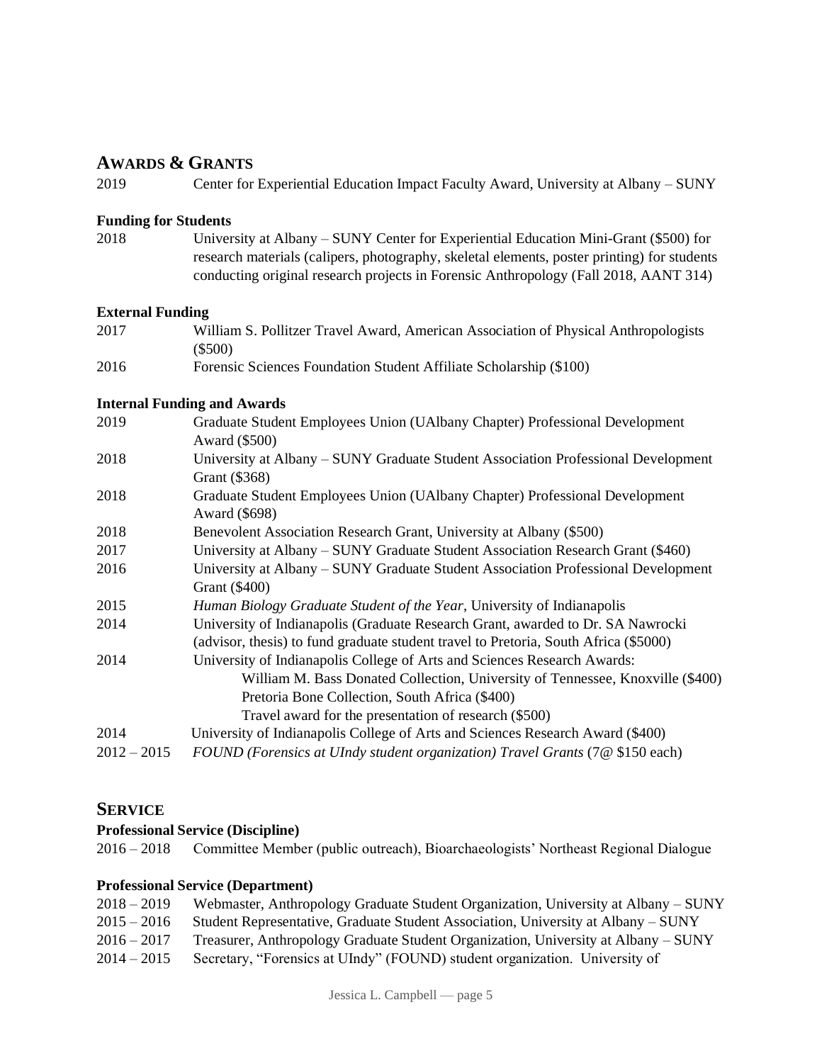## AWARDS & GRANTS

2019 Center for Experiential Education Impact Faculty Award, University at Albany – SUNY

### Funding for Students

2018 University at Albany – SUNY Center for Experiential Education Mini-Grant ($500) for research materials (calipers, photography, skeletal elements, poster printing) for students conducting original research projects in Forensic Anthropology (Fall 2018, AANT 314)

### External Funding

2017 William S. Pollitzer Travel Award, American Association of Physical Anthropologists ($500)

2016 Forensic Sciences Foundation Student Affiliate Scholarship ($100)

### Internal Funding and Awards

2019 Graduate Student Employees Union (UAlbany Chapter) Professional Development Award ($500)

2018 University at Albany – SUNY Graduate Student Association Professional Development Grant ($368)

2018 Graduate Student Employees Union (UAlbany Chapter) Professional Development Award ($698)

2018 Benevolent Association Research Grant, University at Albany ($500)

2017 University at Albany – SUNY Graduate Student Association Research Grant ($460)

2016 University at Albany – SUNY Graduate Student Association Professional Development Grant ($400)

2015 *Human Biology Graduate Student of the Year*, University of Indianapolis

2014 University of Indianapolis (Graduate Research Grant, awarded to Dr. SA Nawrocki (advisor, thesis) to fund graduate student travel to Pretoria, South Africa ($5000)

2014 University of Indianapolis College of Arts and Sciences Research Awards:
- William M. Bass Donated Collection, University of Tennessee, Knoxville ($400)
- Pretoria Bone Collection, South Africa ($400)
- Travel award for the presentation of research ($500)

2014 University of Indianapolis College of Arts and Sciences Research Award ($400)

2012 – 2015 *FOUND (Forensics at UIndy student organization) Travel Grants* (7@ $150 each)

## SERVICE

### Professional Service (Discipline)

2016 – 2018 Committee Member (public outreach), Bioarchaeologists' Northeast Regional Dialogue

### Professional Service (Department)

2018 – 2019 Webmaster, Anthropology Graduate Student Organization, University at Albany – SUNY

2015 – 2016 Student Representative, Graduate Student Association, University at Albany – SUNY

2016 – 2017 Treasurer, Anthropology Graduate Student Organization, University at Albany – SUNY

2014 – 2015 Secretary, "Forensics at UIndy" (FOUND) student organization. University of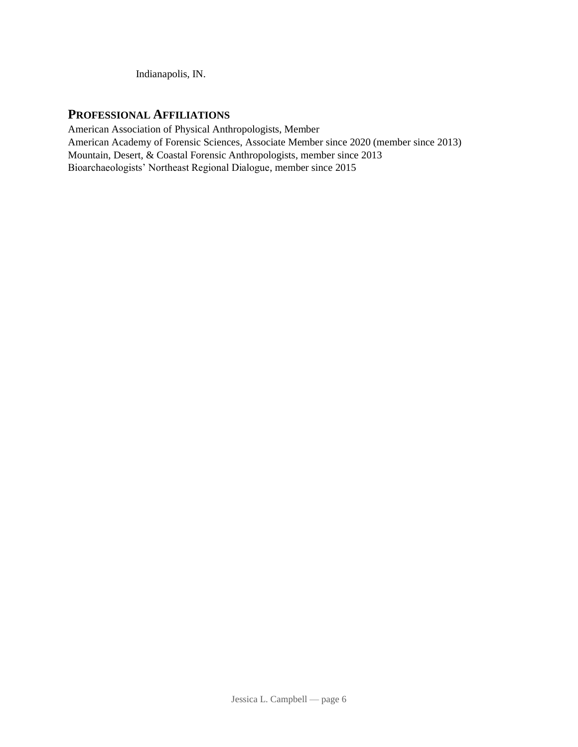Indianapolis, IN.

## Professional Affiliations

American Association of Physical Anthropologists, Member
American Academy of Forensic Sciences, Associate Member since 2020 (member since 2013)
Mountain, Desert, & Coastal Forensic Anthropologists, member since 2013
Bioarchaeologists' Northeast Regional Dialogue, member since 2015